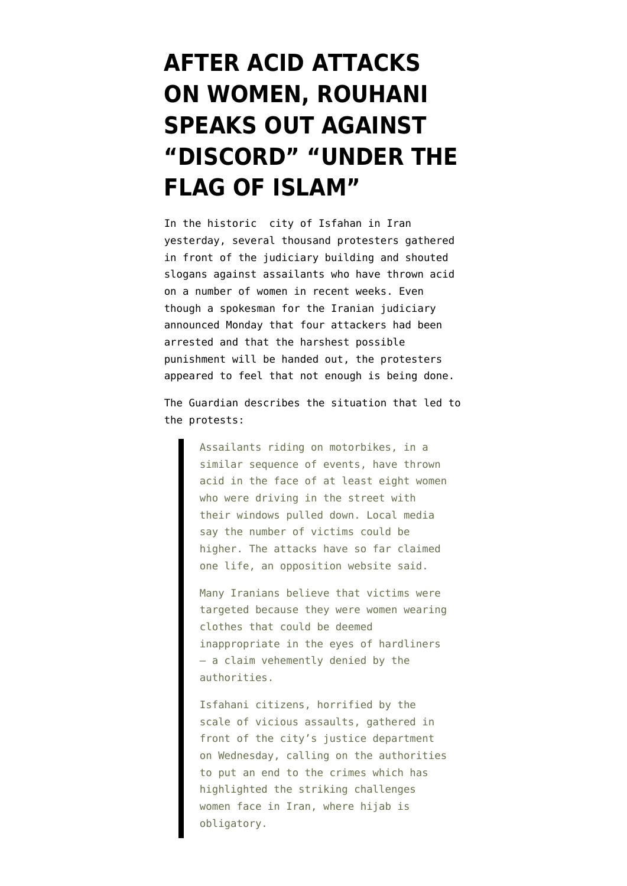# AFTER ACID ATTACKS ON WOMEN, ROUHANI SPEAKS OUT AGAINST "DISCORD" "UNDER THE FLAG OF ISLAM"

In the historic city of Isfahan in Iran yesterday, several thousand protesters gathered in front of the judiciary building and shouted slogans against assailants who have thrown acid on a number of women in recent weeks. Even though a spokesman for the Iranian judiciary announced Monday that four attackers had been arrested and that the harshest possible punishment will be handed out, the protesters appeared to feel that not enough is being done.

The Guardian describes the situation that led to the protests:

> Assailants riding on motorbikes, in a similar sequence of events, have thrown acid in the face of at least eight women who were driving in the street with their windows pulled down. Local media say the number of victims could be higher. The attacks have so far claimed one life, an opposition website said.
>
> Many Iranians believe that victims were targeted because they were women wearing clothes that could be deemed inappropriate in the eyes of hardliners – a claim vehemently denied by the authorities.
>
> Isfahani citizens, horrified by the scale of vicious assaults, gathered in front of the city's justice department on Wednesday, calling on the authorities to put an end to the crimes which has highlighted the striking challenges women face in Iran, where hijab is obligatory.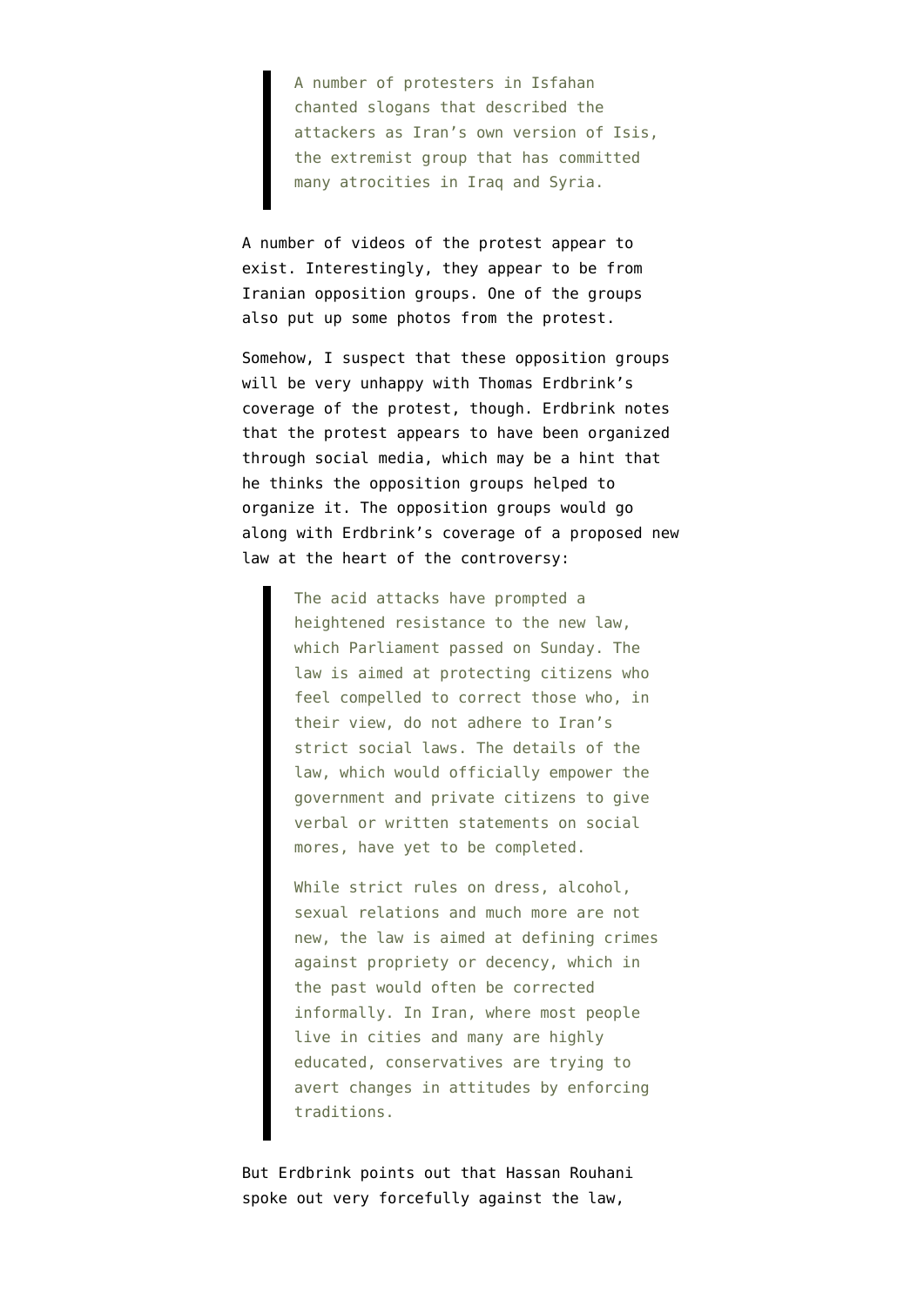> A number of protesters in Isfahan chanted slogans that described the attackers as Iran's own version of Isis, the extremist group that has committed many atrocities in Iraq and Syria.

A number of videos of the protest appear to exist. Interestingly, they appear to be from Iranian opposition groups. One of the groups also put up some photos from the protest.

Somehow, I suspect that these opposition groups will be very unhappy with Thomas Erdbrink's coverage of the protest, though. Erdbrink notes that the protest appears to have been organized through social media, which may be a hint that he thinks the opposition groups helped to organize it. The opposition groups would go along with Erdbrink's coverage of a proposed new law at the heart of the controversy:

> The acid attacks have prompted a heightened resistance to the new law, which Parliament passed on Sunday. The law is aimed at protecting citizens who feel compelled to correct those who, in their view, do not adhere to Iran's strict social laws. The details of the law, which would officially empower the government and private citizens to give verbal or written statements on social mores, have yet to be completed.
>
> While strict rules on dress, alcohol, sexual relations and much more are not new, the law is aimed at defining crimes against propriety or decency, which in the past would often be corrected informally. In Iran, where most people live in cities and many are highly educated, conservatives are trying to avert changes in attitudes by enforcing traditions.

But Erdbrink points out that Hassan Rouhani spoke out very forcefully against the law,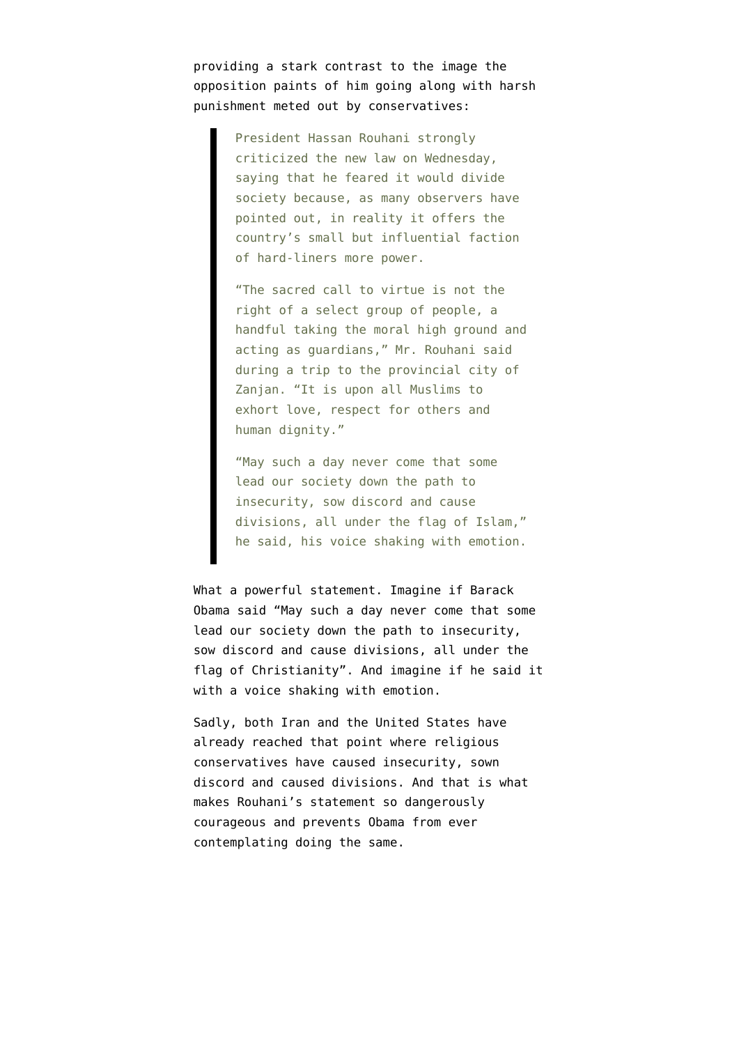providing a stark contrast to the image the opposition paints of him going along with harsh punishment meted out by conservatives:

> President Hassan Rouhani strongly criticized the new law on Wednesday, saying that he feared it would divide society because, as many observers have pointed out, in reality it offers the country's small but influential faction of hard-liners more power.
>
> "The sacred call to virtue is not the right of a select group of people, a handful taking the moral high ground and acting as guardians," Mr. Rouhani said during a trip to the provincial city of Zanjan. "It is upon all Muslims to exhort love, respect for others and human dignity."
>
> "May such a day never come that some lead our society down the path to insecurity, sow discord and cause divisions, all under the flag of Islam," he said, his voice shaking with emotion.

What a powerful statement. Imagine if Barack Obama said "May such a day never come that some lead our society down the path to insecurity, sow discord and cause divisions, all under the flag of Christianity". And imagine if he said it with a voice shaking with emotion.

Sadly, both Iran and the United States have already reached that point where religious conservatives have caused insecurity, sown discord and caused divisions. And that is what makes Rouhani's statement so dangerously courageous and prevents Obama from ever contemplating doing the same.